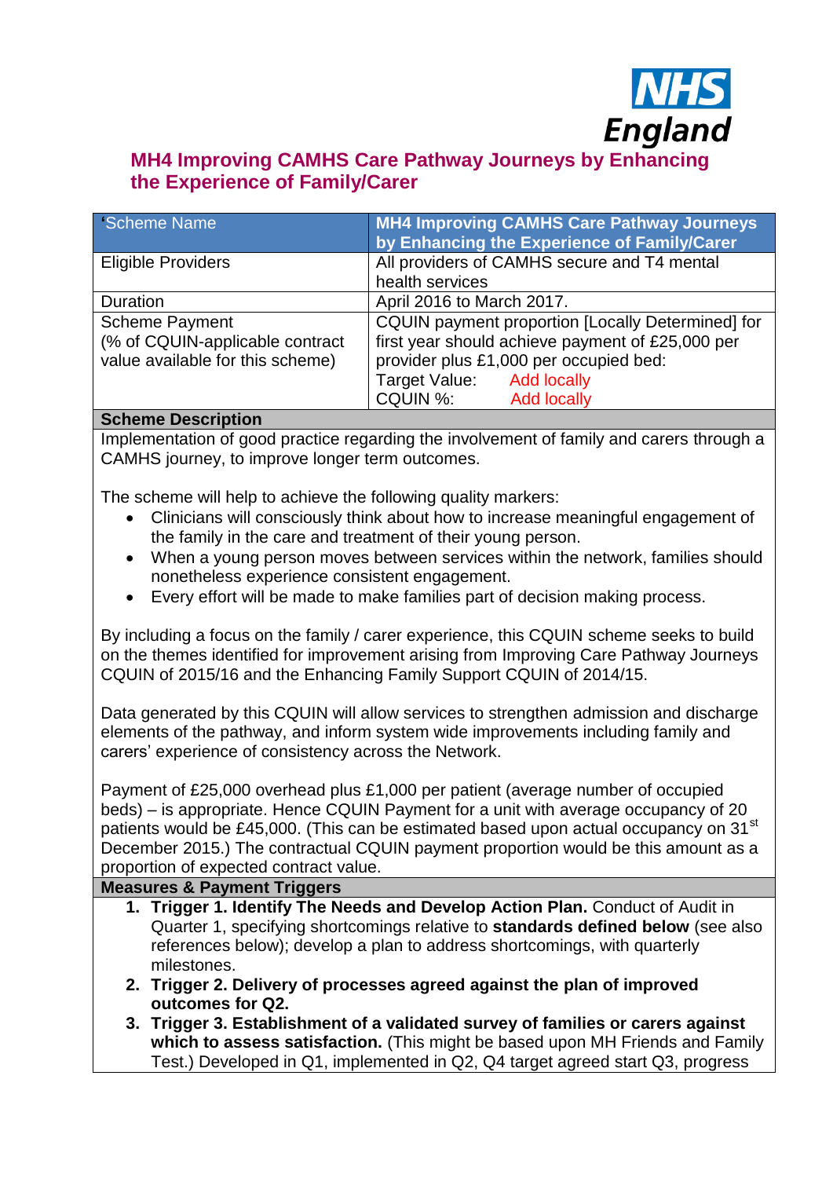# MH4 Improving CAMHS Care Pathway Journeys by Enhancing the Experience of Family/Carer

| 'Scheme Name | **MH4 Improving CAMHS Care Pathway Journeys by Enhancing the Experience of Family/Carer** |
|---|---|
| Eligible Providers | All providers of CAMHS secure and T4 mental health services |
| Duration | April 2016 to March 2017. |
| Scheme Payment (% of CQUIN-applicable contract value available for this scheme) | CQUIN payment proportion [Locally Determined] for first year should achieve payment of £25,000 per provider plus £1,000 per occupied bed:<br>Target Value: Add locally<br>CQUIN %: Add locally |

**Scheme Description**

Implementation of good practice regarding the involvement of family and carers through a CAMHS journey, to improve longer term outcomes.

The scheme will help to achieve the following quality markers:

- Clinicians will consciously think about how to increase meaningful engagement of the family in the care and treatment of their young person.
- When a young person moves between services within the network, families should nonetheless experience consistent engagement.
- Every effort will be made to make families part of decision making process.

By including a focus on the family / carer experience, this CQUIN scheme seeks to build on the themes identified for improvement arising from Improving Care Pathway Journeys CQUIN of 2015/16 and the Enhancing Family Support CQUIN of 2014/15.

Data generated by this CQUIN will allow services to strengthen admission and discharge elements of the pathway, and inform system wide improvements including family and carers' experience of consistency across the Network.

Payment of £25,000 overhead plus £1,000 per patient (average number of occupied beds) – is appropriate. Hence CQUIN Payment for a unit with average occupancy of 20 patients would be £45,000. (This can be estimated based upon actual occupancy on 31st December 2015.) The contractual CQUIN payment proportion would be this amount as a proportion of expected contract value.

**Measures & Payment Triggers**

1. **Trigger 1. Identify The Needs and Develop Action Plan.** Conduct of Audit in Quarter 1, specifying shortcomings relative to **standards defined below** (see also references below); develop a plan to address shortcomings, with quarterly milestones.
2. **Trigger 2. Delivery of processes agreed against the plan of improved outcomes for Q2.**
3. **Trigger 3. Establishment of a validated survey of families or carers against which to assess satisfaction.** (This might be based upon MH Friends and Family Test.) Developed in Q1, implemented in Q2, Q4 target agreed start Q3, progress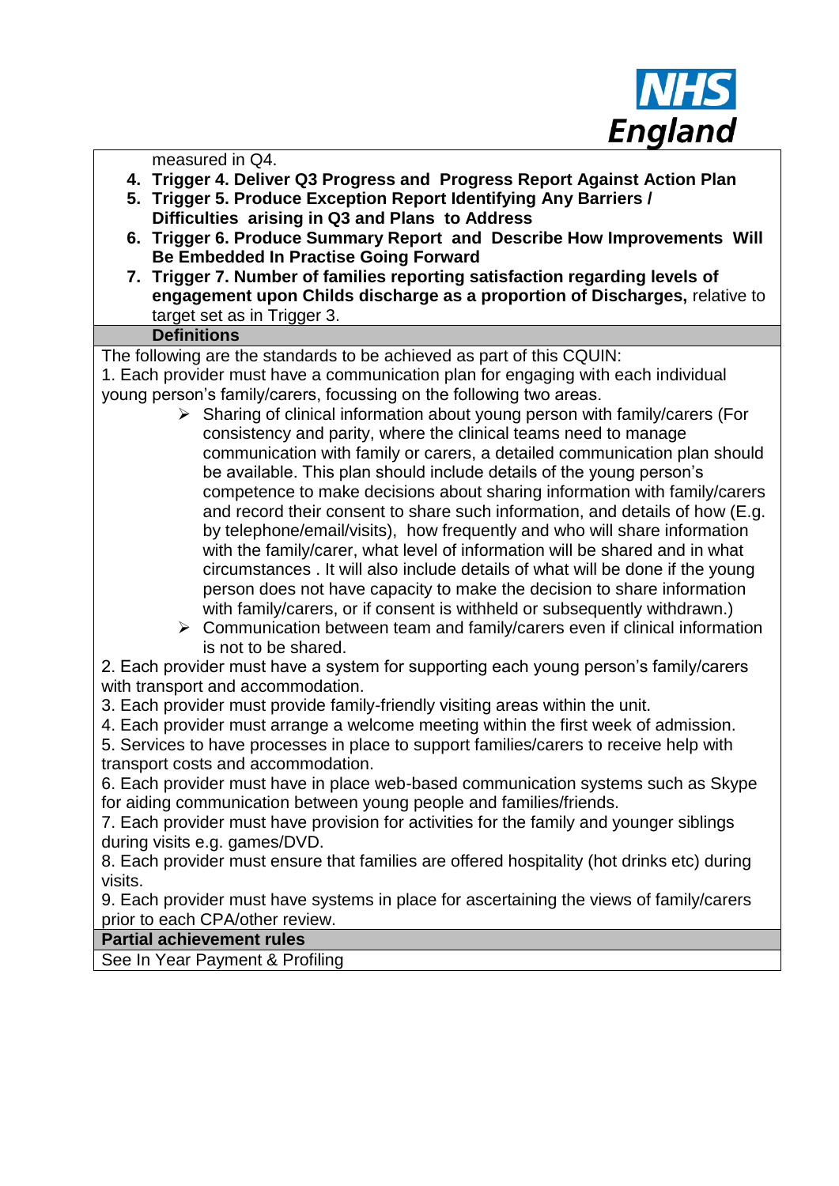measured in Q4.

4. **Trigger 4. Deliver Q3 Progress and Progress Report Against Action Plan**
5. **Trigger 5. Produce Exception Report Identifying Any Barriers / Difficulties arising in Q3 and Plans to Address**
6. **Trigger 6. Produce Summary Report and Describe How Improvements Will Be Embedded In Practise Going Forward**
7. **Trigger 7. Number of families reporting satisfaction regarding levels of engagement upon Childs discharge as a proportion of Discharges,** relative to target set as in Trigger 3.

**Definitions**

The following are the standards to be achieved as part of this CQUIN:

1. Each provider must have a communication plan for engaging with each individual young person's family/carers, focussing on the following two areas.
   - Sharing of clinical information about young person with family/carers (For consistency and parity, where the clinical teams need to manage communication with family or carers, a detailed communication plan should be available. This plan should include details of the young person's competence to make decisions about sharing information with family/carers and record their consent to share such information, and details of how (E.g. by telephone/email/visits), how frequently and who will share information with the family/carer, what level of information will be shared and in what circumstances . It will also include details of what will be done if the young person does not have capacity to make the decision to share information with family/carers, or if consent is withheld or subsequently withdrawn.)
   - Communication between team and family/carers even if clinical information is not to be shared.
2. Each provider must have a system for supporting each young person's family/carers with transport and accommodation.
3. Each provider must provide family-friendly visiting areas within the unit.
4. Each provider must arrange a welcome meeting within the first week of admission.
5. Services to have processes in place to support families/carers to receive help with transport costs and accommodation.
6. Each provider must have in place web-based communication systems such as Skype for aiding communication between young people and families/friends.
7. Each provider must have provision for activities for the family and younger siblings during visits e.g. games/DVD.
8. Each provider must ensure that families are offered hospitality (hot drinks etc) during visits.
9. Each provider must have systems in place for ascertaining the views of family/carers prior to each CPA/other review.

**Partial achievement rules**

See In Year Payment & Profiling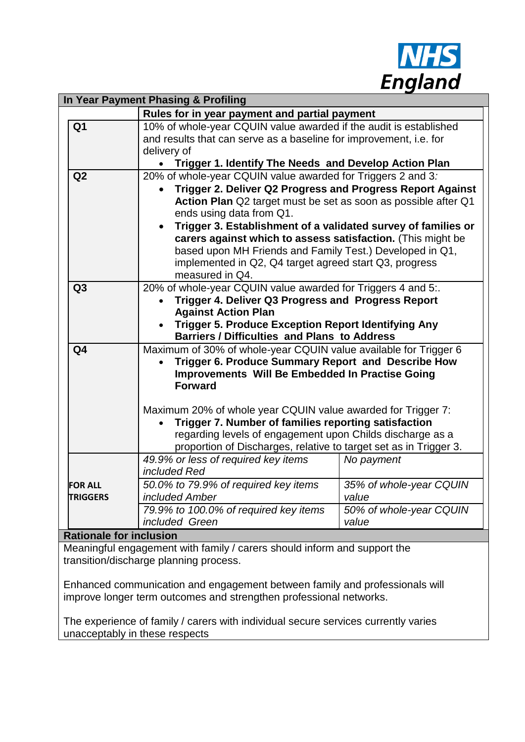| In Year Payment Phasing & Profiling | | |
|---|---|---|
| | **Rules for in year payment and partial payment** | |
| **Q1** | 10% of whole-year CQUIN value awarded if the audit is established and results that can serve as a baseline for improvement, i.e. for delivery of<br>• **Trigger 1. Identify The Needs and Develop Action Plan** | |
| **Q2** | 20% of whole-year CQUIN value awarded for Triggers 2 and 3:<br>• **Trigger 2. Deliver Q2 Progress and Progress Report Against Action Plan** Q2 target must be set as soon as possible after Q1 ends using data from Q1.<br>• **Trigger 3. Establishment of a validated survey of families or carers against which to assess satisfaction.** (This might be based upon MH Friends and Family Test.) Developed in Q1, implemented in Q2, Q4 target agreed start Q3, progress measured in Q4. | |
| **Q3** | 20% of whole-year CQUIN value awarded for Triggers 4 and 5:.<br>• **Trigger 4. Deliver Q3 Progress and Progress Report Against Action Plan**<br>• **Trigger 5. Produce Exception Report Identifying Any Barriers / Difficulties and Plans to Address** | |
| **Q4** | Maximum of 30% of whole-year CQUIN value available for Trigger 6<br>• **Trigger 6. Produce Summary Report and Describe How Improvements Will Be Embedded In Practise Going Forward**<br><br>Maximum 20% of whole year CQUIN value awarded for Trigger 7:<br>• **Trigger 7. Number of families reporting satisfaction** regarding levels of engagement upon Childs discharge as a proportion of Discharges, relative to target set as in Trigger 3. | |
| **FOR ALL TRIGGERS** | *49.9% or less of required key items included Red* | *No payment* |
| | *50.0% to 79.9% of required key items included Amber* | *35% of whole-year CQUIN value* |
| | *79.9% to 100.0% of required key items included Green* | *50% of whole-year CQUIN value* |

**Rationale for inclusion**

Meaningful engagement with family / carers should inform and support the transition/discharge planning process.

Enhanced communication and engagement between family and professionals will improve longer term outcomes and strengthen professional networks.

The experience of family / carers with individual secure services currently varies unacceptably in these respects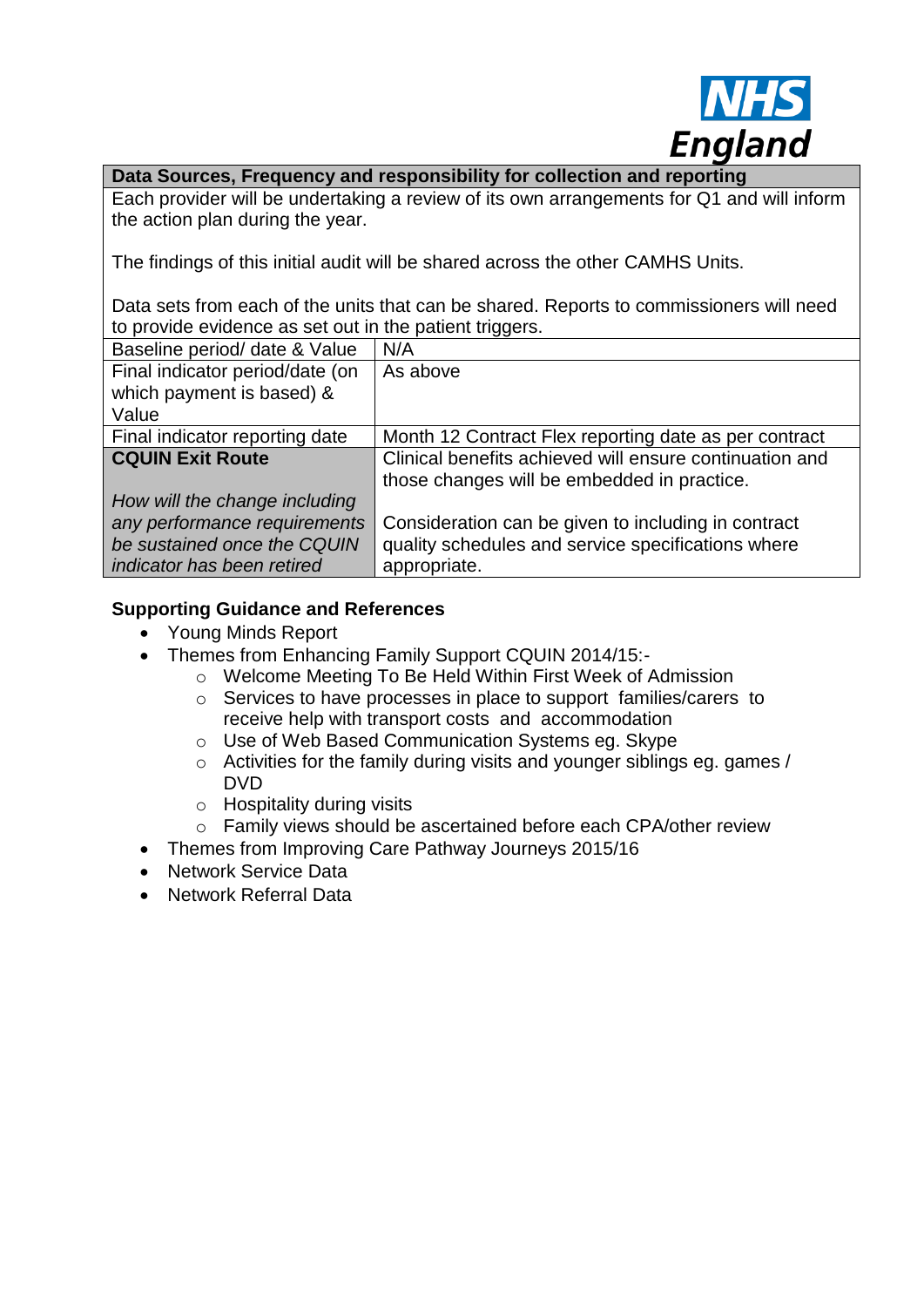| Data Sources, Frequency and responsibility for collection and reporting | |
|---|---|
| Each provider will be undertaking a review of its own arrangements for Q1 and will inform the action plan during the year.<br><br>The findings of this initial audit will be shared across the other CAMHS Units.<br><br>Data sets from each of the units that can be shared. Reports to commissioners will need to provide evidence as set out in the patient triggers. | |
| Baseline period/ date & Value | N/A |
| Final indicator period/date (on which payment is based) & Value | As above |
| Final indicator reporting date | Month 12 Contract Flex reporting date as per contract |
| **CQUIN Exit Route**<br><br>*How will the change including any performance requirements be sustained once the CQUIN indicator has been retired* | Clinical benefits achieved will ensure continuation and those changes will be embedded in practice.<br><br>Consideration can be given to including in contract quality schedules and service specifications where appropriate. |

**Supporting Guidance and References**

- Young Minds Report
- Themes from Enhancing Family Support CQUIN 2014/15:-
    - Welcome Meeting To Be Held Within First Week of Admission
    - Services to have processes in place to support families/carers to receive help with transport costs and accommodation
    - Use of Web Based Communication Systems eg. Skype
    - Activities for the family during visits and younger siblings eg. games / DVD
    - Hospitality during visits
    - Family views should be ascertained before each CPA/other review
- Themes from Improving Care Pathway Journeys 2015/16
- Network Service Data
- Network Referral Data